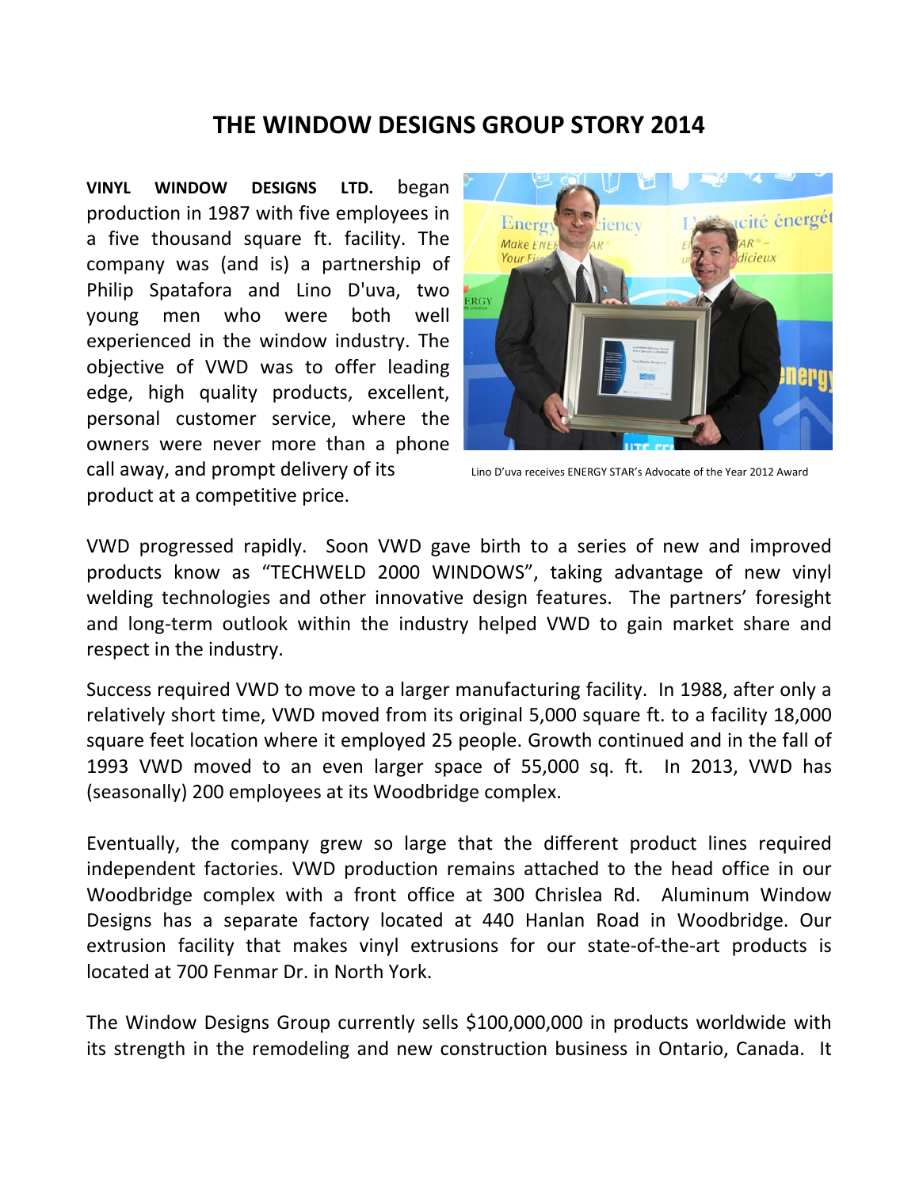# THE WINDOW DESIGNS GROUP STORY 2014

**VINYL WINDOW DESIGNS LTD.** began production in 1987 with five employees in a five thousand square ft. facility. The company was (and is) a partnership of Philip Spatafora and Lino D'uva, two young men who were both well experienced in the window industry. The objective of VWD was to offer leading edge, high quality products, excellent, personal customer service, where the owners were never more than a phone call away, and prompt delivery of its product at a competitive price.

Lino D'uva receives ENERGY STAR's Advocate of the Year 2012 Award

VWD progressed rapidly. Soon VWD gave birth to a series of new and improved products know as "TECHWELD 2000 WINDOWS", taking advantage of new vinyl welding technologies and other innovative design features. The partners' foresight and long-term outlook within the industry helped VWD to gain market share and respect in the industry.

Success required VWD to move to a larger manufacturing facility. In 1988, after only a relatively short time, VWD moved from its original 5,000 square ft. to a facility 18,000 square feet location where it employed 25 people. Growth continued and in the fall of 1993 VWD moved to an even larger space of 55,000 sq. ft. In 2013, VWD has (seasonally) 200 employees at its Woodbridge complex.

Eventually, the company grew so large that the different product lines required independent factories. VWD production remains attached to the head office in our Woodbridge complex with a front office at 300 Chrislea Rd. Aluminum Window Designs has a separate factory located at 440 Hanlan Road in Woodbridge. Our extrusion facility that makes vinyl extrusions for our state-of-the-art products is located at 700 Fenmar Dr. in North York.

The Window Designs Group currently sells $100,000,000 in products worldwide with its strength in the remodeling and new construction business in Ontario, Canada. It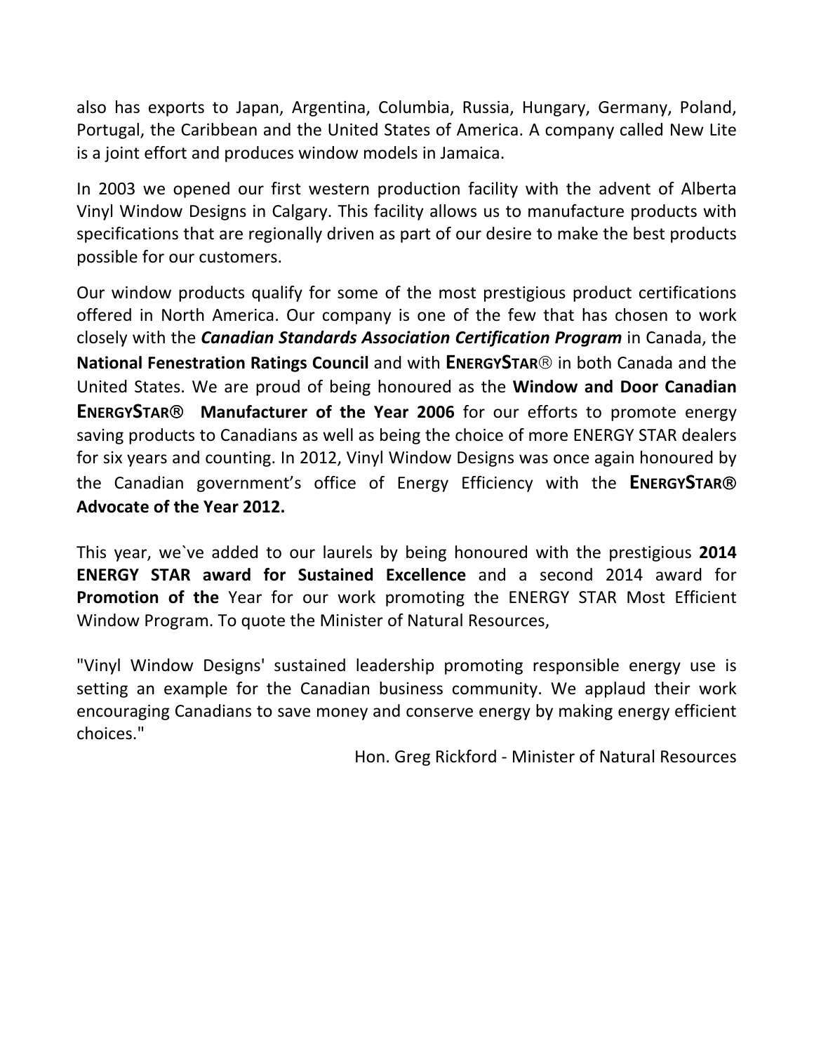also has exports to Japan, Argentina, Columbia, Russia, Hungary, Germany, Poland, Portugal, the Caribbean and the United States of America. A company called New Lite is a joint effort and produces window models in Jamaica.

In 2003 we opened our first western production facility with the advent of Alberta Vinyl Window Designs in Calgary. This facility allows us to manufacture products with specifications that are regionally driven as part of our desire to make the best products possible for our customers.

Our window products qualify for some of the most prestigious product certifications offered in North America. Our company is one of the few that has chosen to work closely with the ***Canadian Standards Association Certification Program*** in Canada, the **National Fenestration Ratings Council** and with **ENERGYSTAR**® in both Canada and the United States. We are proud of being honoured as the **Window and Door Canadian ENERGYSTAR® Manufacturer of the Year 2006** for our efforts to promote energy saving products to Canadians as well as being the choice of more ENERGY STAR dealers for six years and counting. In 2012, Vinyl Window Designs was once again honoured by the Canadian government's office of Energy Efficiency with the **ENERGYSTAR® Advocate of the Year 2012.**

This year, we`ve added to our laurels by being honoured with the prestigious **2014 ENERGY STAR award for Sustained Excellence** and a second 2014 award for **Promotion of the** Year for our work promoting the ENERGY STAR Most Efficient Window Program. To quote the Minister of Natural Resources,

"Vinyl Window Designs' sustained leadership promoting responsible energy use is setting an example for the Canadian business community. We applaud their work encouraging Canadians to save money and conserve energy by making energy efficient choices."

Hon. Greg Rickford - Minister of Natural Resources